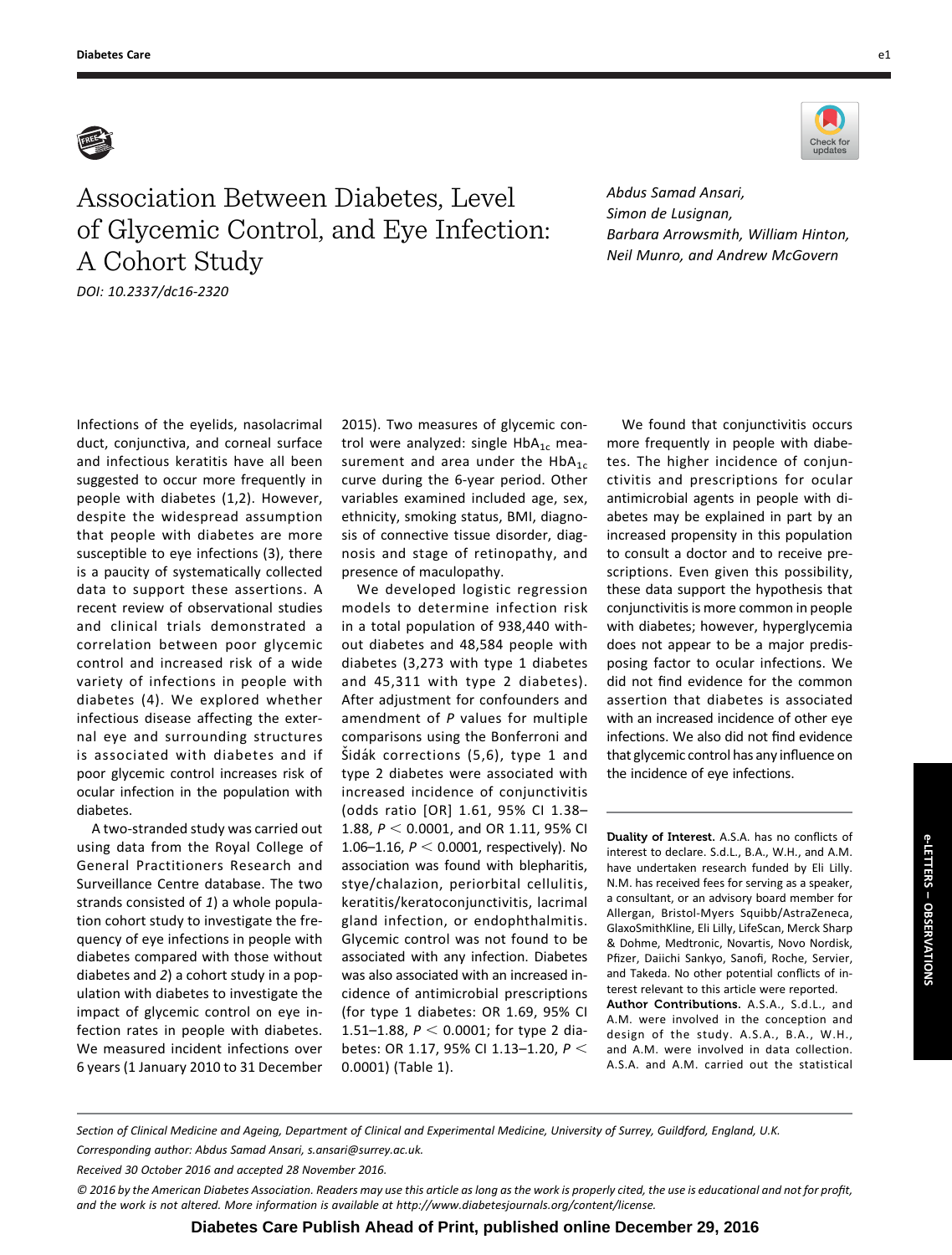# Association Between Diabetes, Level of Glycemic Control, and Eye Infection: A Cohort Study

*DOI: 10.2337/dc16-2320*

*Abdus Samad Ansari, Simon de Lusignan, Barbara Arrowsmith, William Hinton, Neil Munro, and Andrew McGovern*

Infections of the eyelids, nasolacrimal duct, conjunctiva, and corneal surface and infectious keratitis have all been suggested to occur more frequently in people with diabetes (1,2). However, despite the widespread assumption that people with diabetes are more susceptible to eye infections (3), there is a paucity of systematically collected data to support these assertions. A recent review of observational studies and clinical trials demonstrated a correlation between poor glycemic control and increased risk of a wide variety of infections in people with diabetes (4). We explored whether infectious disease affecting the external eye and surrounding structures is associated with diabetes and if poor glycemic control increases risk of ocular infection in the population with diabetes.

A two-stranded study was carried out using data from the Royal College of General Practitioners Research and Surveillance Centre database. The two strands consisted of *1*) a whole population cohort study to investigate the frequency of eye infections in people with diabetes compared with those without diabetes and *2*) a cohort study in a population with diabetes to investigate the impact of glycemic control on eye infection rates in people with diabetes. We measured incident infections over 6 years (1 January 2010 to 31 December 2015). Two measures of glycemic control were analyzed: single $HbA_{1c}$ measurement and area under the $HbA_{1c}$ curve during the 6-year period. Other variables examined included age, sex, ethnicity, smoking status, BMI, diagnosis of connective tissue disorder, diagnosis and stage of retinopathy, and presence of maculopathy.

We developed logistic regression models to determine infection risk in a total population of 938,440 without diabetes and 48,584 people with diabetes (3,273 with type 1 diabetes and 45,311 with type 2 diabetes). After adjustment for confounders and amendment of *P* values for multiple comparisons using the Bonferroni and Šidák corrections (5,6), type 1 and type 2 diabetes were associated with increased incidence of conjunctivitis (odds ratio [OR] 1.61, 95% CI 1.38–1.88, $P < 0.0001$, and OR 1.11, 95% CI 1.06–1.16, $P < 0.0001$, respectively). No association was found with blepharitis, stye/chalazion, periorbital cellulitis, keratitis/keratoconjunctivitis, lacrimal gland infection, or endophthalmitis. Glycemic control was not found to be associated with any infection. Diabetes was also associated with an increased incidence of antimicrobial prescriptions (for type 1 diabetes: OR 1.69, 95% CI 1.51–1.88, $P < 0.0001$; for type 2 diabetes: OR 1.17, 95% CI 1.13–1.20, $P < 0.0001$) (Table 1).

We found that conjunctivitis occurs more frequently in people with diabetes. The higher incidence of conjunctivitis and prescriptions for ocular antimicrobial agents in people with diabetes may be explained in part by an increased propensity in this population to consult a doctor and to receive prescriptions. Even given this possibility, these data support the hypothesis that conjunctivitis is more common in people with diabetes; however, hyperglycemia does not appear to be a major predisposing factor to ocular infections. We did not find evidence for the common assertion that diabetes is associated with an increased incidence of other eye infections. We also did not find evidence that glycemic control has any influence on the incidence of eye infections.

**Duality of Interest.** A.S.A. has no conflicts of interest to declare. S.d.L., B.A., W.H., and A.M. have undertaken research funded by Eli Lilly. N.M. has received fees for serving as a speaker, a consultant, or an advisory board member for Allergan, Bristol-Myers Squibb/AstraZeneca, GlaxoSmithKline, Eli Lilly, LifeScan, Merck Sharp & Dohme, Medtronic, Novartis, Novo Nordisk, Pfizer, Daiichi Sankyo, Sanofi, Roche, Servier, and Takeda. No other potential conflicts of interest relevant to this article were reported.

**Author Contributions.** A.S.A., S.d.L., and A.M. were involved in the conception and design of the study. A.S.A., B.A., W.H., and A.M. were involved in data collection. A.S.A. and A.M. carried out the statistical

*Section of Clinical Medicine and Ageing, Department of Clinical and Experimental Medicine, University of Surrey, Guildford, England, U.K.*

*Corresponding author: Abdus Samad Ansari, s.ansari@surrey.ac.uk.*

*Received 30 October 2016 and accepted 28 November 2016.*

*© 2016 by the American Diabetes Association. Readers may use this article as long as the work is properly cited, the use is educational and not for profit, and the work is not altered. More information is available at http://www.diabetesjournals.org/content/license.*

**Diabetes Care Publish Ahead of Print, published online December 29, 2016**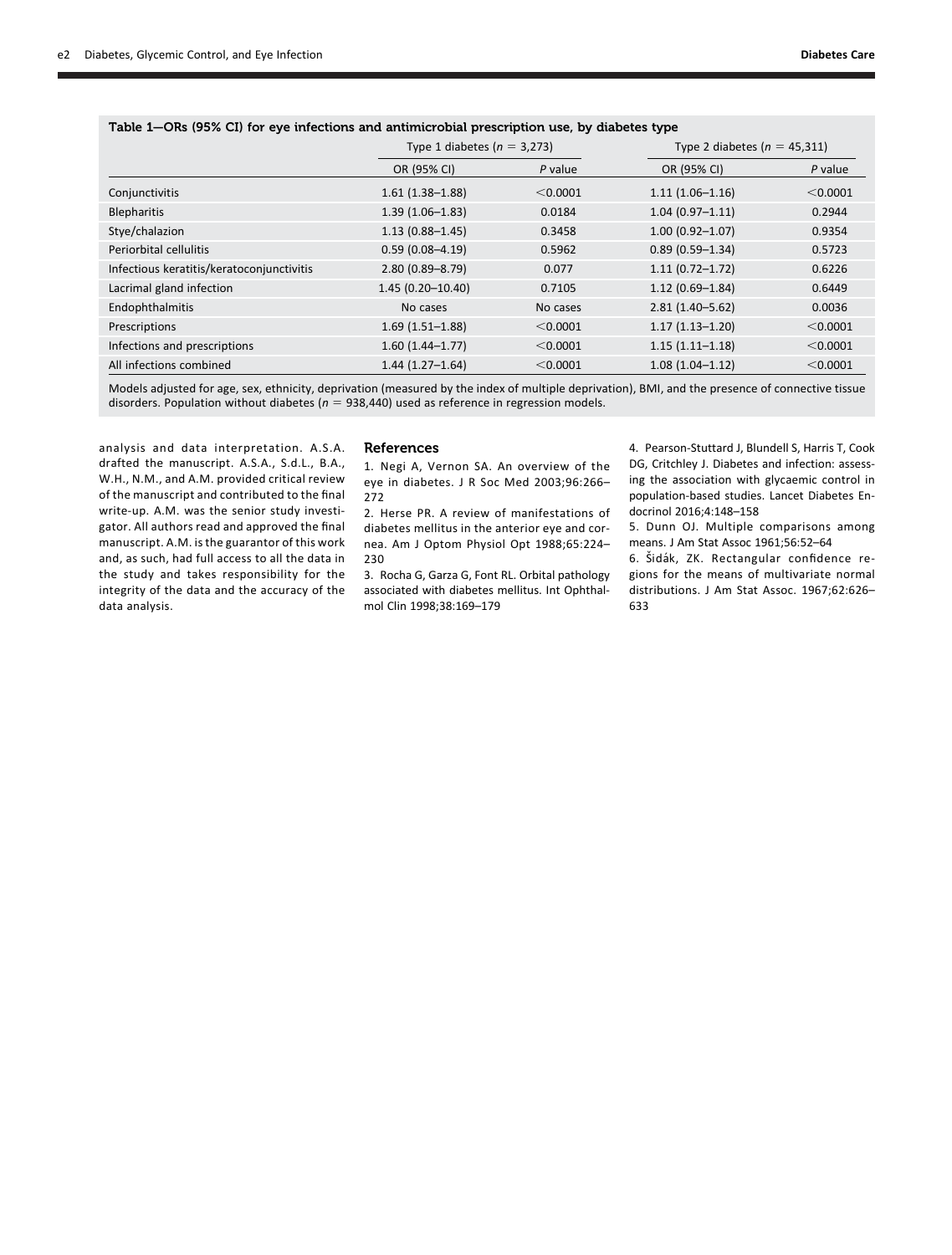**Table 1—ORs (95% CI) for eye infections and antimicrobial prescription use, by diabetes type**

| | Type 1 diabetes ($n$ = 3,273) | | Type 2 diabetes ($n$ = 45,311) | |
|---|---|---|---|---|
| | OR (95% CI) | *P* value | OR (95% CI) | *P* value |
| Conjunctivitis | 1.61 (1.38–1.88) | <0.0001 | 1.11 (1.06–1.16) | <0.0001 |
| Blepharitis | 1.39 (1.06–1.83) | 0.0184 | 1.04 (0.97–1.11) | 0.2944 |
| Stye/chalazion | 1.13 (0.88–1.45) | 0.3458 | 1.00 (0.92–1.07) | 0.9354 |
| Periorbital cellulitis | 0.59 (0.08–4.19) | 0.5962 | 0.89 (0.59–1.34) | 0.5723 |
| Infectious keratitis/keratoconjunctivitis | 2.80 (0.89–8.79) | 0.077 | 1.11 (0.72–1.72) | 0.6226 |
| Lacrimal gland infection | 1.45 (0.20–10.40) | 0.7105 | 1.12 (0.69–1.84) | 0.6449 |
| Endophthalmitis | No cases | No cases | 2.81 (1.40–5.62) | 0.0036 |
| Prescriptions | 1.69 (1.51–1.88) | <0.0001 | 1.17 (1.13–1.20) | <0.0001 |
| Infections and prescriptions | 1.60 (1.44–1.77) | <0.0001 | 1.15 (1.11–1.18) | <0.0001 |
| All infections combined | 1.44 (1.27–1.64) | <0.0001 | 1.08 (1.04–1.12) | <0.0001 |

Models adjusted for age, sex, ethnicity, deprivation (measured by the index of multiple deprivation), BMI, and the presence of connective tissue disorders. Population without diabetes ($n$ = 938,440) used as reference in regression models.

analysis and data interpretation. A.S.A. drafted the manuscript. A.S.A., S.d.L., B.A., W.H., N.M., and A.M. provided critical review of the manuscript and contributed to the final write-up. A.M. was the senior study investigator. All authors read and approved the final manuscript. A.M. is the guarantor of this work and, as such, had full access to all the data in the study and takes responsibility for the integrity of the data and the accuracy of the data analysis.

## References

1. Negi A, Vernon SA. An overview of the eye in diabetes. J R Soc Med 2003;96:266–272
2. Herse PR. A review of manifestations of diabetes mellitus in the anterior eye and cornea. Am J Optom Physiol Opt 1988;65:224–230
3. Rocha G, Garza G, Font RL. Orbital pathology associated with diabetes mellitus. Int Ophthalmol Clin 1998;38:169–179
4. Pearson-Stuttard J, Blundell S, Harris T, Cook DG, Critchley J. Diabetes and infection: assessing the association with glycaemic control in population-based studies. Lancet Diabetes Endocrinol 2016;4:148–158
5. Dunn OJ. Multiple comparisons among means. J Am Stat Assoc 1961;56:52–64
6. Šidák, ZK. Rectangular confidence regions for the means of multivariate normal distributions. J Am Stat Assoc. 1967;62:626–633